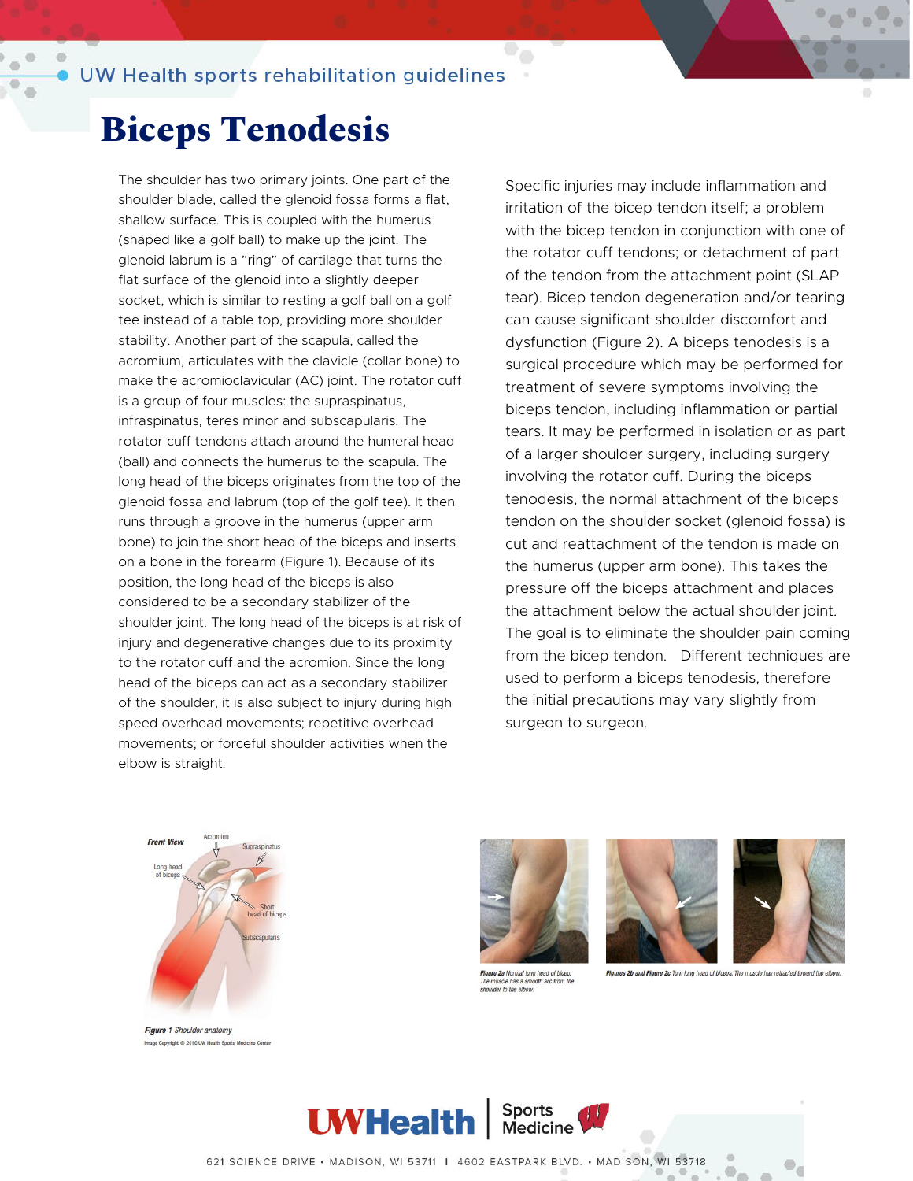# Biceps Tenodesis

The shoulder has two primary joints. One part of the shoulder blade, called the glenoid fossa forms a flat, shallow surface. This is coupled with the humerus (shaped like a golf ball) to make up the joint. The glenoid labrum is a "ring" of cartilage that turns the flat surface of the glenoid into a slightly deeper socket, which is similar to resting a golf ball on a golf tee instead of a table top, providing more shoulder stability. Another part of the scapula, called the acromium, articulates with the clavicle (collar bone) to make the acromioclavicular (AC) joint. The rotator cuff is a group of four muscles: the supraspinatus, infraspinatus, teres minor and subscapularis. The rotator cuff tendons attach around the humeral head (ball) and connects the humerus to the scapula. The long head of the biceps originates from the top of the glenoid fossa and labrum (top of the golf tee). It then runs through a groove in the humerus (upper arm bone) to join the short head of the biceps and inserts on a bone in the forearm (Figure 1). Because of its position, the long head of the biceps is also considered to be a secondary stabilizer of the shoulder joint. The long head of the biceps is at risk of injury and degenerative changes due to its proximity to the rotator cuff and the acromion. Since the long head of the biceps can act as a secondary stabilizer of the shoulder, it is also subject to injury during high speed overhead movements; repetitive overhead movements; or forceful shoulder activities when the elbow is straight.

Specific injuries may include inflammation and irritation of the bicep tendon itself; a problem with the bicep tendon in conjunction with one of the rotator cuff tendons; or detachment of part of the tendon from the attachment point (SLAP tear). Bicep tendon degeneration and/or tearing can cause significant shoulder discomfort and dysfunction (Figure 2). A biceps tenodesis is a surgical procedure which may be performed for treatment of severe symptoms involving the biceps tendon, including inflammation or partial tears. It may be performed in isolation or as part of a larger shoulder surgery, including surgery involving the rotator cuff. During the biceps tenodesis, the normal attachment of the biceps tendon on the shoulder socket (glenoid fossa) is cut and reattachment of the tendon is made on the humerus (upper arm bone). This takes the pressure off the biceps attachment and places the attachment below the actual shoulder joint. The goal is to eliminate the shoulder pain coming from the bicep tendon. Different techniques are used to perform a biceps tenodesis, therefore the initial precautions may vary slightly from surgeon to surgeon.

*Figure 1* Shoulder anatomy

Image Copyright © 2010 UW Health Sports Medicine Center

*Figure 2a* Normal long head of bicep. The muscle has a smooth arc from the shoulder to the elbow.

*Figures 2b and Figure 2c* Torn long head of biceps. The muscle has retracted toward the elbow.

UWHealth | Sports Medicine

621 SCIENCE DRIVE • MADISON, WI 53711 | 4602 EASTPARK BLVD. • MADISON, WI 53718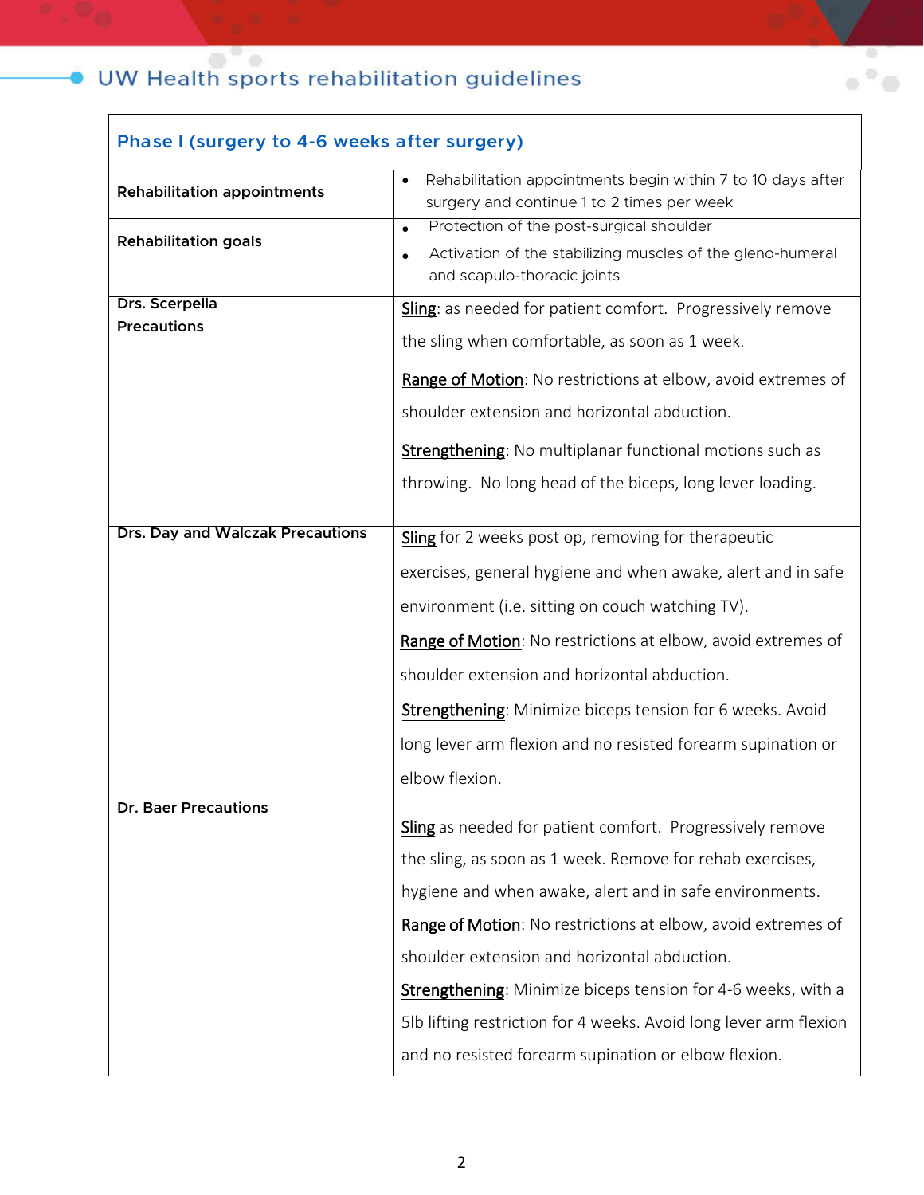| Phase I (surgery to 4-6 weeks after surgery) | |
|---|---|
| **Rehabilitation appointments** | • Rehabilitation appointments begin within 7 to 10 days after surgery and continue 1 to 2 times per week |
| **Rehabilitation goals** | • Protection of the post-surgical shoulder<br>• Activation of the stabilizing muscles of the gleno-humeral and scapulo-thoracic joints |
| **Drs. Scerpella Precautions** | <u>Sling</u>: as needed for patient comfort. Progressively remove the sling when comfortable, as soon as 1 week.<br><br><u>Range of Motion</u>: No restrictions at elbow, avoid extremes of shoulder extension and horizontal abduction.<br><br><u>Strengthening</u>: No multiplanar functional motions such as throwing. No long head of the biceps, long lever loading. |
| **Drs. Day and Walczak Precautions** | <u>Sling</u> for 2 weeks post op, removing for therapeutic exercises, general hygiene and when awake, alert and in safe environment (i.e. sitting on couch watching TV).<br><br><u>Range of Motion</u>: No restrictions at elbow, avoid extremes of shoulder extension and horizontal abduction.<br><br><u>Strengthening</u>: Minimize biceps tension for 6 weeks. Avoid long lever arm flexion and no resisted forearm supination or elbow flexion. |
| **Dr. Baer Precautions** | <u>Sling</u> as needed for patient comfort. Progressively remove the sling, as soon as 1 week. Remove for rehab exercises, hygiene and when awake, alert and in safe environments.<br><br><u>Range of Motion</u>: No restrictions at elbow, avoid extremes of shoulder extension and horizontal abduction.<br><br><u>Strengthening</u>: Minimize biceps tension for 4-6 weeks, with a 5lb lifting restriction for 4 weeks. Avoid long lever arm flexion and no resisted forearm supination or elbow flexion. |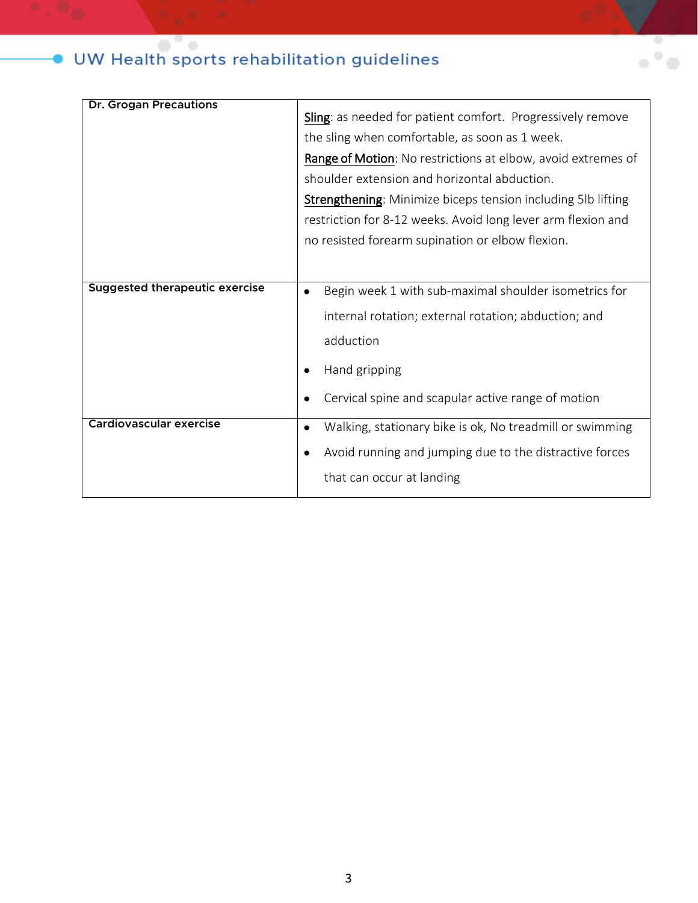| Dr. Grogan Precautions | Sling: as needed for patient comfort. Progressively remove the sling when comfortable, as soon as 1 week.<br>Range of Motion: No restrictions at elbow, avoid extremes of shoulder extension and horizontal abduction.<br>Strengthening: Minimize biceps tension including 5lb lifting restriction for 8-12 weeks. Avoid long lever arm flexion and no resisted forearm supination or elbow flexion. |
|---|---|
| **Suggested therapeutic exercise** | • Begin week 1 with sub-maximal shoulder isometrics for internal rotation; external rotation; abduction; and adduction<br>• Hand gripping<br>• Cervical spine and scapular active range of motion |
| **Cardiovascular exercise** | • Walking, stationary bike is ok, No treadmill or swimming<br>• Avoid running and jumping due to the distractive forces that can occur at landing |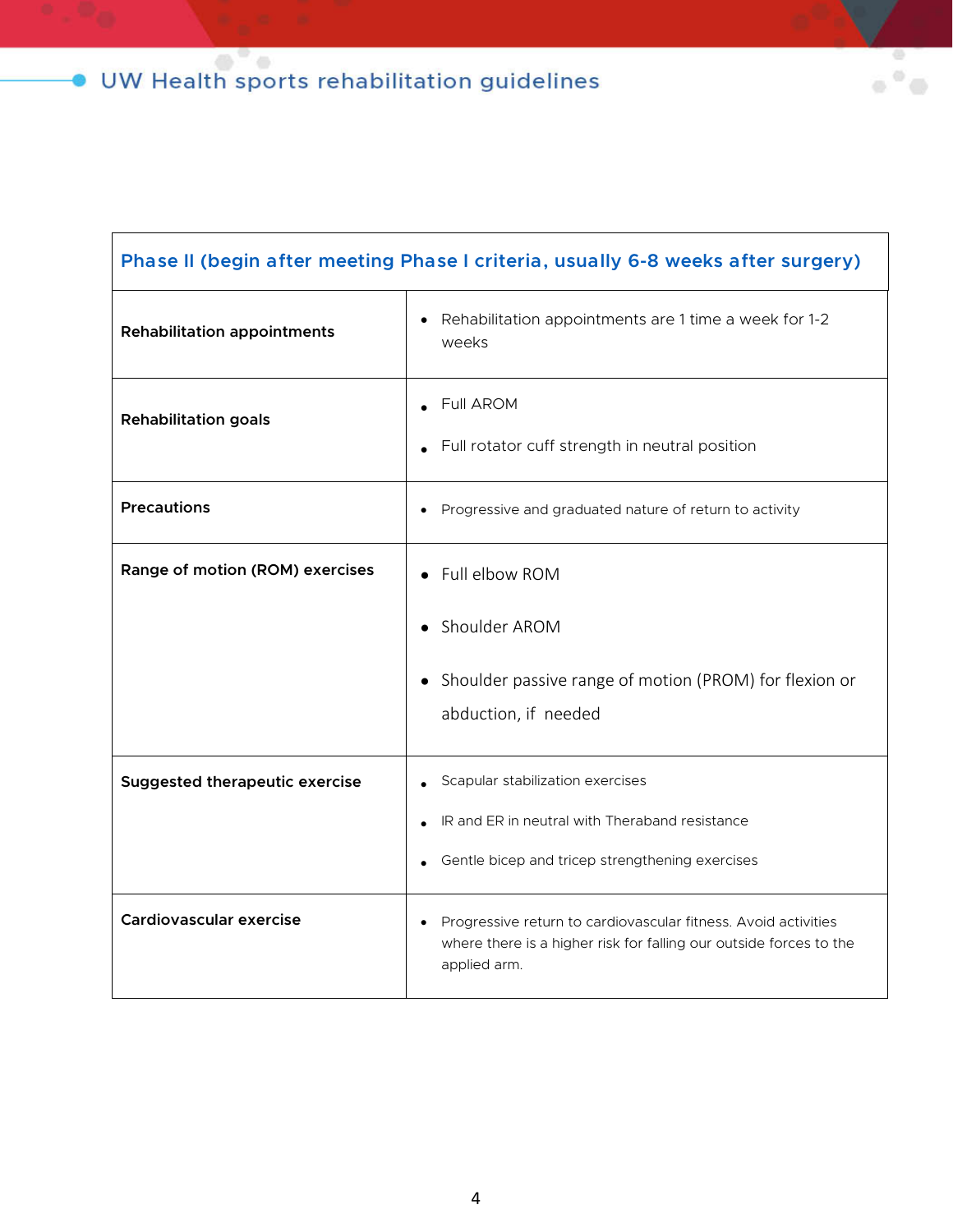| Phase II (begin after meeting Phase I criteria, usually 6-8 weeks after surgery) | |
|---|---|
| **Rehabilitation appointments** | • Rehabilitation appointments are 1 time a week for 1-2 weeks |
| **Rehabilitation goals** | • Full AROM<br>• Full rotator cuff strength in neutral position |
| **Precautions** | • Progressive and graduated nature of return to activity |
| **Range of motion (ROM) exercises** | • Full elbow ROM<br>• Shoulder AROM<br>• Shoulder passive range of motion (PROM) for flexion or abduction, if needed |
| **Suggested therapeutic exercise** | • Scapular stabilization exercises<br>• IR and ER in neutral with Theraband resistance<br>• Gentle bicep and tricep strengthening exercises |
| **Cardiovascular exercise** | • Progressive return to cardiovascular fitness. Avoid activities where there is a higher risk for falling our outside forces to the applied arm. |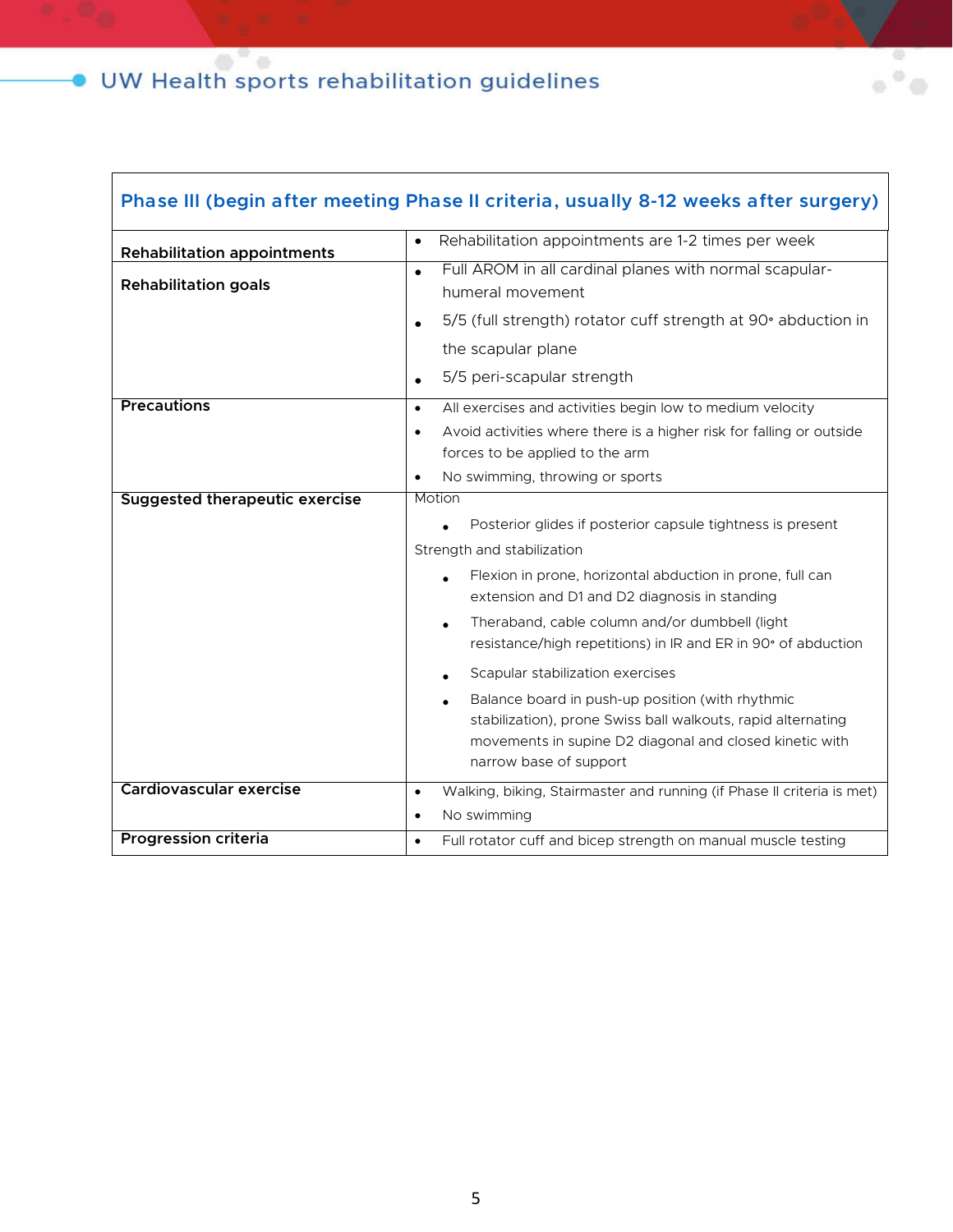| Phase III (begin after meeting Phase II criteria, usually 8-12 weeks after surgery) | |
|---|---|
| **Rehabilitation appointments** | • Rehabilitation appointments are 1-2 times per week |
| **Rehabilitation goals** | • Full AROM in all cardinal planes with normal scapular-humeral movement<br>• 5/5 (full strength) rotator cuff strength at 90∘ abduction in the scapular plane<br>• 5/5 peri-scapular strength |
| **Precautions** | • All exercises and activities begin low to medium velocity<br>• Avoid activities where there is a higher risk for falling or outside forces to be applied to the arm<br>• No swimming, throwing or sports |
| **Suggested therapeutic exercise** | Motion<br>• Posterior glides if posterior capsule tightness is present<br>Strength and stabilization<br>• Flexion in prone, horizontal abduction in prone, full can extension and D1 and D2 diagnosis in standing<br>• Theraband, cable column and/or dumbbell (light resistance/high repetitions) in IR and ER in 90∘ of abduction<br>• Scapular stabilization exercises<br>• Balance board in push-up position (with rhythmic stabilization), prone Swiss ball walkouts, rapid alternating movements in supine D2 diagonal and closed kinetic with narrow base of support |
| **Cardiovascular exercise** | • Walking, biking, Stairmaster and running (if Phase II criteria is met)<br>• No swimming |
| **Progression criteria** | • Full rotator cuff and bicep strength on manual muscle testing |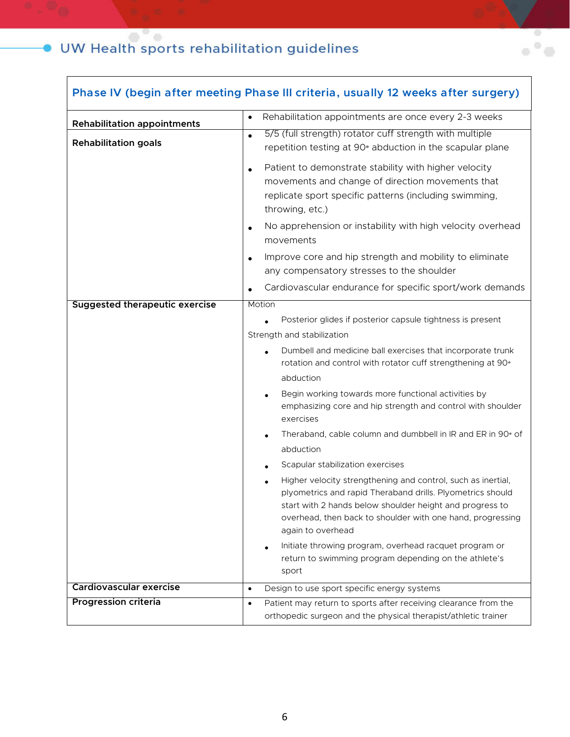| Phase IV (begin after meeting Phase III criteria, usually 12 weeks after surgery) | |
|---|---|
| **Rehabilitation appointments** | • Rehabilitation appointments are once every 2-3 weeks |
| **Rehabilitation goals** | • 5/5 (full strength) rotator cuff strength with multiple repetition testing at 90° abduction in the scapular plane<br>• Patient to demonstrate stability with higher velocity movements and change of direction movements that replicate sport specific patterns (including swimming, throwing, etc.)<br>• No apprehension or instability with high velocity overhead movements<br>• Improve core and hip strength and mobility to eliminate any compensatory stresses to the shoulder<br>• Cardiovascular endurance for specific sport/work demands |
| **Suggested therapeutic exercise** | Motion<br>• Posterior glides if posterior capsule tightness is present<br>Strength and stabilization<br>• Dumbell and medicine ball exercises that incorporate trunk rotation and control with rotator cuff strengthening at 90° abduction<br>• Begin working towards more functional activities by emphasizing core and hip strength and control with shoulder exercises<br>• Theraband, cable column and dumbbell in IR and ER in 90° of abduction<br>• Scapular stabilization exercises<br>• Higher velocity strengthening and control, such as inertial, plyometrics and rapid Theraband drills. Plyometrics should start with 2 hands below shoulder height and progress to overhead, then back to shoulder with one hand, progressing again to overhead<br>• Initiate throwing program, overhead racquet program or return to swimming program depending on the athlete's sport |
| **Cardiovascular exercise** | • Design to use sport specific energy systems |
| **Progression criteria** | • Patient may return to sports after receiving clearance from the orthopedic surgeon and the physical therapist/athletic trainer |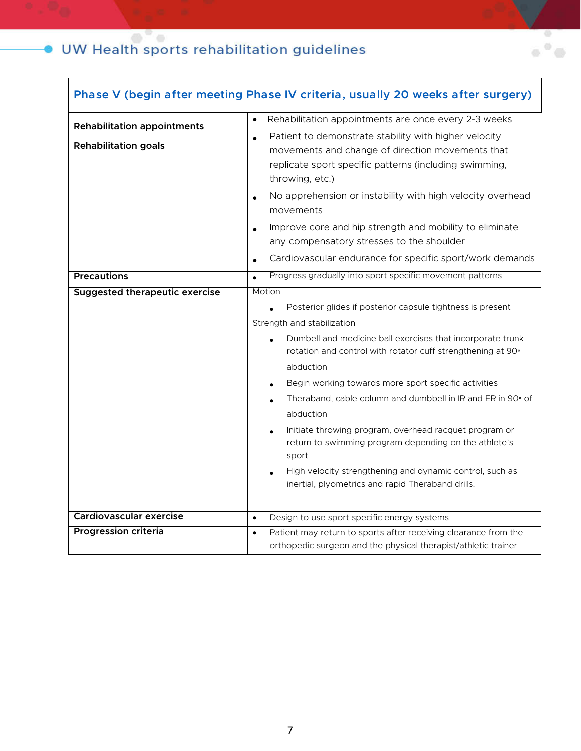| Phase V (begin after meeting Phase IV criteria, usually 20 weeks after surgery) | |
|---|---|
| **Rehabilitation appointments** | • Rehabilitation appointments are once every 2-3 weeks |
| **Rehabilitation goals** | • Patient to demonstrate stability with higher velocity movements and change of direction movements that replicate sport specific patterns (including swimming, throwing, etc.)<br>• No apprehension or instability with high velocity overhead movements<br>• Improve core and hip strength and mobility to eliminate any compensatory stresses to the shoulder<br>• Cardiovascular endurance for specific sport/work demands |
| **Precautions** | • Progress gradually into sport specific movement patterns |
| **Suggested therapeutic exercise** | Motion<br>• Posterior glides if posterior capsule tightness is present<br>Strength and stabilization<br>• Dumbell and medicine ball exercises that incorporate trunk rotation and control with rotator cuff strengthening at 90° abduction<br>• Begin working towards more sport specific activities<br>• Theraband, cable column and dumbbell in IR and ER in 90° of abduction<br>• Initiate throwing program, overhead racquet program or return to swimming program depending on the athlete's sport<br>• High velocity strengthening and dynamic control, such as inertial, plyometrics and rapid Theraband drills. |
| **Cardiovascular exercise** | • Design to use sport specific energy systems |
| **Progression criteria** | • Patient may return to sports after receiving clearance from the orthopedic surgeon and the physical therapist/athletic trainer |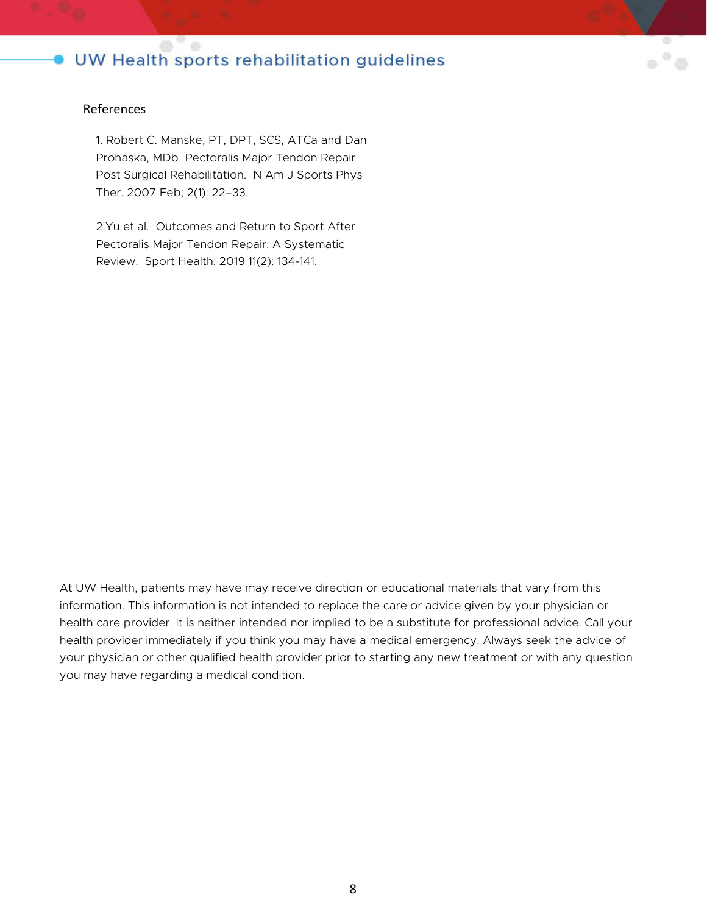## References

1. Robert C. Manske, PT, DPT, SCS, ATCa and Dan Prohaska, MDb Pectoralis Major Tendon Repair Post Surgical Rehabilitation. N Am J Sports Phys Ther. 2007 Feb; 2(1): 22–33.

2.Yu et al. Outcomes and Return to Sport After Pectoralis Major Tendon Repair: A Systematic Review. Sport Health. 2019 11(2): 134-141.

At UW Health, patients may have may receive direction or educational materials that vary from this information. This information is not intended to replace the care or advice given by your physician or health care provider. It is neither intended nor implied to be a substitute for professional advice. Call your health provider immediately if you think you may have a medical emergency. Always seek the advice of your physician or other qualified health provider prior to starting any new treatment or with any question you may have regarding a medical condition.